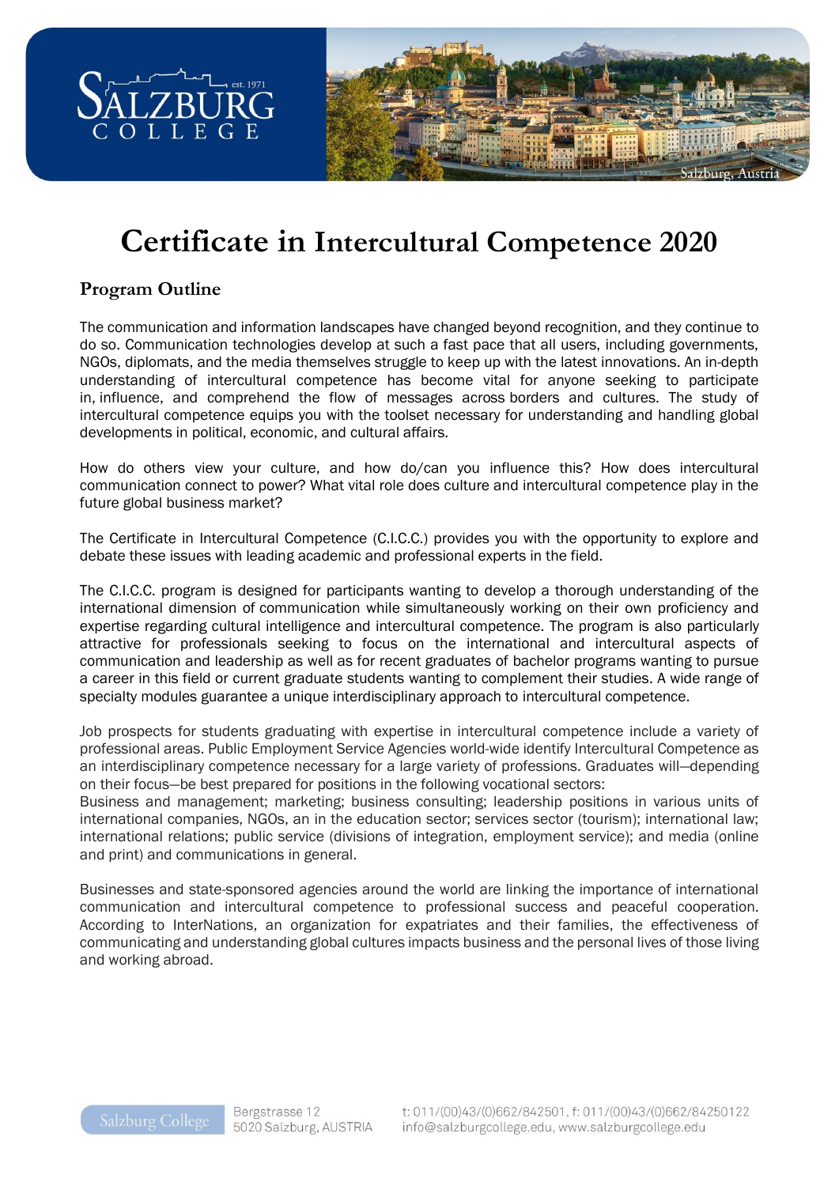# Certificate in Intercultural Competence 2020

## Program Outline

The communication and information landscapes have changed beyond recognition, and they continue to do so. Communication technologies develop at such a fast pace that all users, including governments, NGOs, diplomats, and the media themselves struggle to keep up with the latest innovations. An in-depth understanding of intercultural competence has become vital for anyone seeking to participate in, influence, and comprehend the flow of messages across borders and cultures. The study of intercultural competence equips you with the toolset necessary for understanding and handling global developments in political, economic, and cultural affairs.

How do others view your culture, and how do/can you influence this? How does intercultural communication connect to power? What vital role does culture and intercultural competence play in the future global business market?

The Certificate in Intercultural Competence (C.I.C.C.) provides you with the opportunity to explore and debate these issues with leading academic and professional experts in the field.

The C.I.C.C. program is designed for participants wanting to develop a thorough understanding of the international dimension of communication while simultaneously working on their own proficiency and expertise regarding cultural intelligence and intercultural competence. The program is also particularly attractive for professionals seeking to focus on the international and intercultural aspects of communication and leadership as well as for recent graduates of bachelor programs wanting to pursue a career in this field or current graduate students wanting to complement their studies. A wide range of specialty modules guarantee a unique interdisciplinary approach to intercultural competence.

Job prospects for students graduating with expertise in intercultural competence include a variety of professional areas. Public Employment Service Agencies world-wide identify Intercultural Competence as an interdisciplinary competence necessary for a large variety of professions. Graduates will—depending on their focus—be best prepared for positions in the following vocational sectors:
Business and management; marketing; business consulting; leadership positions in various units of international companies, NGOs, an in the education sector; services sector (tourism); international law; international relations; public service (divisions of integration, employment service); and media (online and print) and communications in general.

Businesses and state-sponsored agencies around the world are linking the importance of international communication and intercultural competence to professional success and peaceful cooperation. According to InterNations, an organization for expatriates and their families, the effectiveness of communicating and understanding global cultures impacts business and the personal lives of those living and working abroad.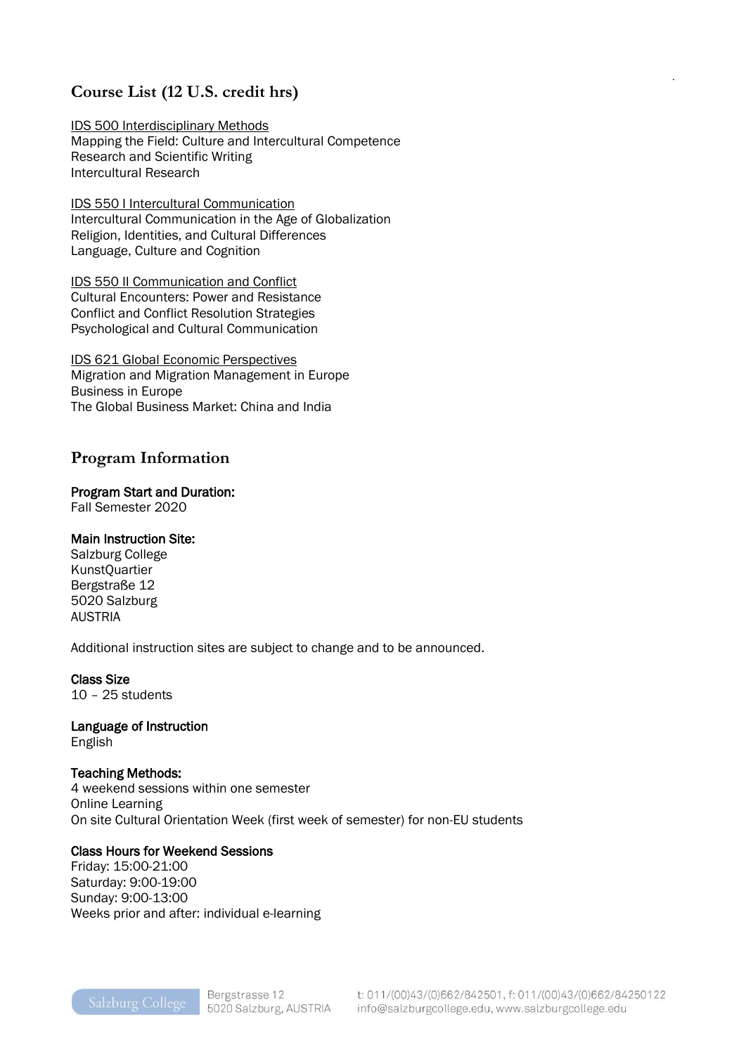## Course List (12 U.S. credit hrs)

IDS 500 Interdisciplinary Methods
Mapping the Field: Culture and Intercultural Competence
Research and Scientific Writing
Intercultural Research

IDS 550 I Intercultural Communication
Intercultural Communication in the Age of Globalization
Religion, Identities, and Cultural Differences
Language, Culture and Cognition

IDS 550 II Communication and Conflict
Cultural Encounters: Power and Resistance
Conflict and Conflict Resolution Strategies
Psychological and Cultural Communication

IDS 621 Global Economic Perspectives
Migration and Migration Management in Europe
Business in Europe
The Global Business Market: China and India

## Program Information

**Program Start and Duration:**
Fall Semester 2020

**Main Instruction Site:**
Salzburg College
KunstQuartier
Bergstraße 12
5020 Salzburg
AUSTRIA

Additional instruction sites are subject to change and to be announced.

**Class Size**
10 – 25 students

**Language of Instruction**
English

**Teaching Methods:**
4 weekend sessions within one semester
Online Learning
On site Cultural Orientation Week (first week of semester) for non-EU students

**Class Hours for Weekend Sessions**
Friday: 15:00-21:00
Saturday: 9:00-19:00
Sunday: 9:00-13:00
Weeks prior and after: individual e-learning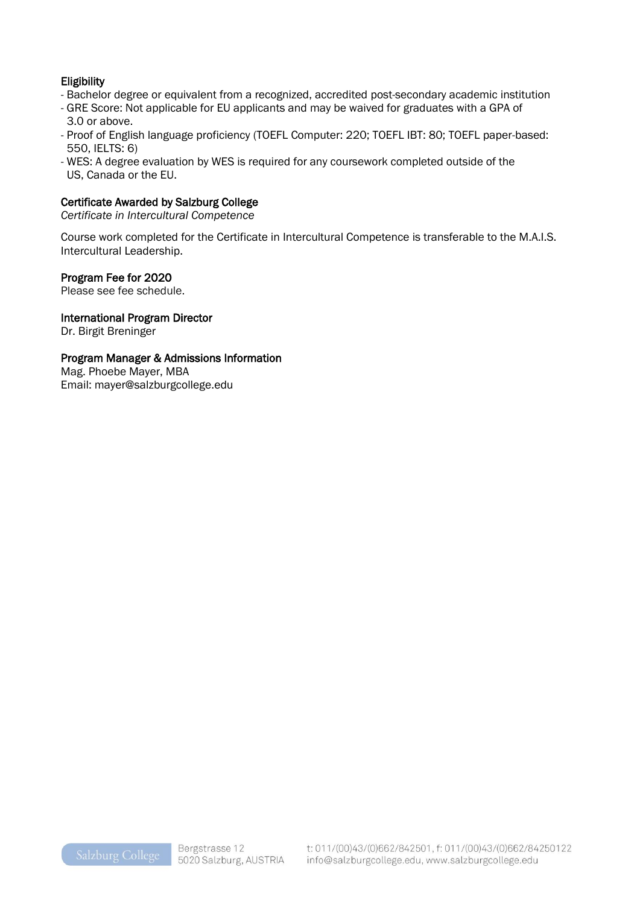**Eligibility**

- Bachelor degree or equivalent from a recognized, accredited post-secondary academic institution
- GRE Score: Not applicable for EU applicants and may be waived for graduates with a GPA of 3.0 or above.
- Proof of English language proficiency (TOEFL Computer: 220; TOEFL IBT: 80; TOEFL paper-based: 550, IELTS: 6)
- WES: A degree evaluation by WES is required for any coursework completed outside of the US, Canada or the EU.

**Certificate Awarded by Salzburg College**

*Certificate in Intercultural Competence*

Course work completed for the Certificate in Intercultural Competence is transferable to the M.A.I.S. Intercultural Leadership.

**Program Fee for 2020**

Please see fee schedule.

**International Program Director**

Dr. Birgit Breninger

**Program Manager & Admissions Information**

Mag. Phoebe Mayer, MBA
Email: mayer@salzburgcollege.edu